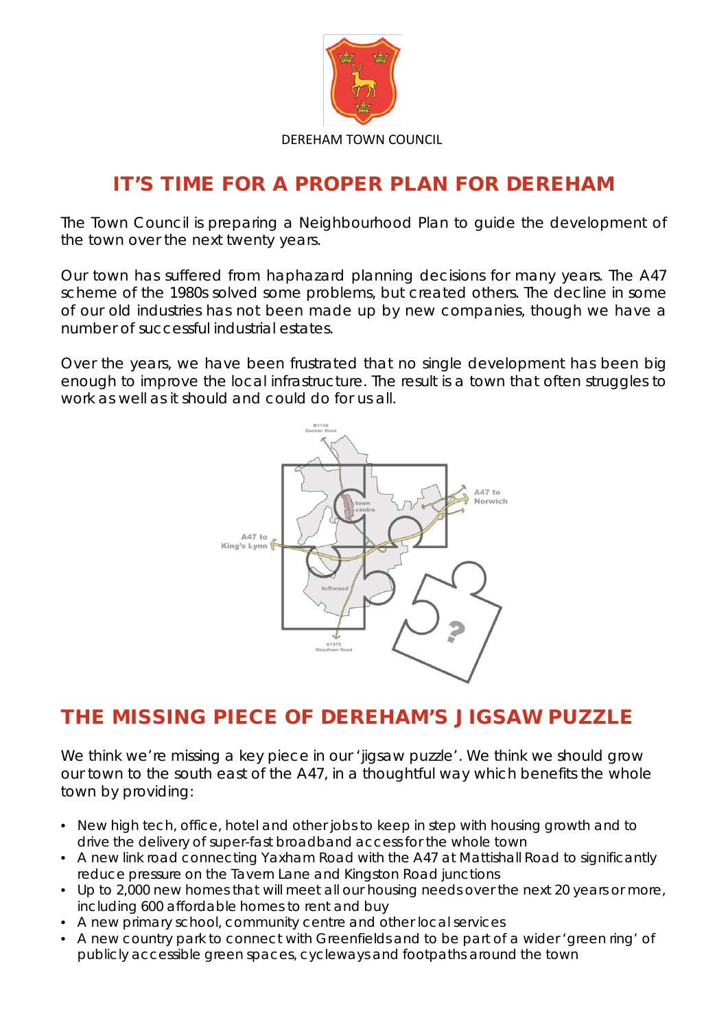DEREHAM TOWN COUNCIL

# IT'S TIME FOR A PROPER PLAN FOR DEREHAM

The Town Council is preparing a Neighbourhood Plan to guide the development of the town over the next twenty years.

Our town has suffered from haphazard planning decisions for many years. The A47 scheme of the 1980s solved some problems, but created others. The decline in some of our old industries has not been made up by new companies, though we have a number of successful industrial estates.

Over the years, we have been frustrated that no single development has been big enough to improve the local infrastructure. The result is a town that often struggles to work as well as it should and could do for us all.

# THE MISSING PIECE OF DEREHAM'S JIGSAW PUZZLE

We think we're missing a key piece in our 'jigsaw puzzle'. We think we should grow our town to the south east of the A47, in a thoughtful way which benefits the whole town by providing:

- New high tech, office, hotel and other jobs to keep in step with housing growth and to drive the delivery of super-fast broadband access for the whole town
- A new link road connecting Yaxham Road with the A47 at Mattishall Road to significantly reduce pressure on the Tavern Lane and Kingston Road junctions
- Up to 2,000 new homes that will meet all our housing needs over the next 20 years or more, including 600 affordable homes to rent and buy
- A new primary school, community centre and other local services
- A new country park to connect with Greenfields and to be part of a wider 'green ring' of publicly accessible green spaces, cycleways and footpaths around the town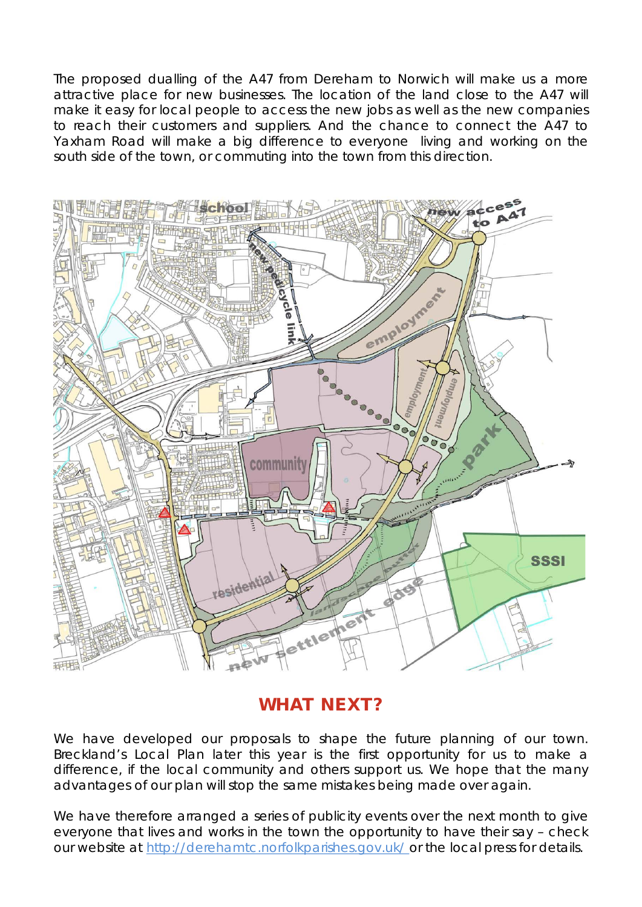The proposed dualling of the A47 from Dereham to Norwich will make us a more attractive place for new businesses. The location of the land close to the A47 will make it easy for local people to access the new jobs as well as the new companies to reach their customers and suppliers. And the chance to connect the A47 to Yaxham Road will make a big difference to everyone living and working on the south side of the town, or commuting into the town from this direction.

school

new access to A47

new ped/cycle link

employment

employment

employment

park

community

SSSI

residential

landscape buffer

edge

new settlement

## WHAT NEXT?

We have developed our proposals to shape the future planning of our town. Breckland's Local Plan later this year is the first opportunity for us to make a difference, if the local community and others support us. We hope that the many advantages of our plan will stop the same mistakes being made over again.

We have therefore arranged a series of publicity events over the next month to give everyone that lives and works in the town the opportunity to have their say – check our website at http://derehamtc.norfolkparishes.gov.uk/ or the local press for details.